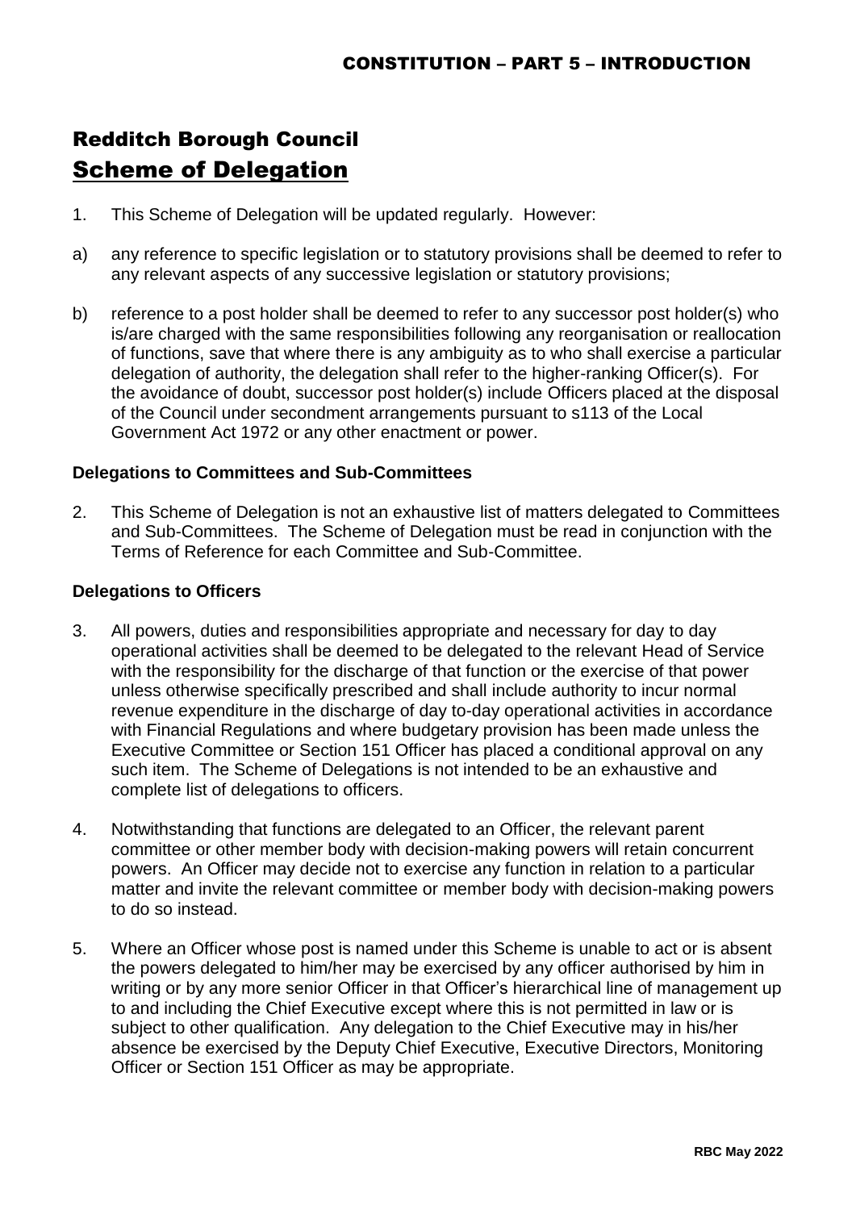# Redditch Borough Council

## Scheme of Delegation

1. This Scheme of Delegation will be updated regularly. However:

a) any reference to specific legislation or to statutory provisions shall be deemed to refer to any relevant aspects of any successive legislation or statutory provisions;

b) reference to a post holder shall be deemed to refer to any successor post holder(s) who is/are charged with the same responsibilities following any reorganisation or reallocation of functions, save that where there is any ambiguity as to who shall exercise a particular delegation of authority, the delegation shall refer to the higher-ranking Officer(s). For the avoidance of doubt, successor post holder(s) include Officers placed at the disposal of the Council under secondment arrangements pursuant to s113 of the Local Government Act 1972 or any other enactment or power.

**Delegations to Committees and Sub-Committees**

2. This Scheme of Delegation is not an exhaustive list of matters delegated to Committees and Sub-Committees. The Scheme of Delegation must be read in conjunction with the Terms of Reference for each Committee and Sub-Committee.

**Delegations to Officers**

3. All powers, duties and responsibilities appropriate and necessary for day to day operational activities shall be deemed to be delegated to the relevant Head of Service with the responsibility for the discharge of that function or the exercise of that power unless otherwise specifically prescribed and shall include authority to incur normal revenue expenditure in the discharge of day to-day operational activities in accordance with Financial Regulations and where budgetary provision has been made unless the Executive Committee or Section 151 Officer has placed a conditional approval on any such item. The Scheme of Delegations is not intended to be an exhaustive and complete list of delegations to officers.

4. Notwithstanding that functions are delegated to an Officer, the relevant parent committee or other member body with decision-making powers will retain concurrent powers. An Officer may decide not to exercise any function in relation to a particular matter and invite the relevant committee or member body with decision-making powers to do so instead.

5. Where an Officer whose post is named under this Scheme is unable to act or is absent the powers delegated to him/her may be exercised by any officer authorised by him in writing or by any more senior Officer in that Officer's hierarchical line of management up to and including the Chief Executive except where this is not permitted in law or is subject to other qualification. Any delegation to the Chief Executive may in his/her absence be exercised by the Deputy Chief Executive, Executive Directors, Monitoring Officer or Section 151 Officer as may be appropriate.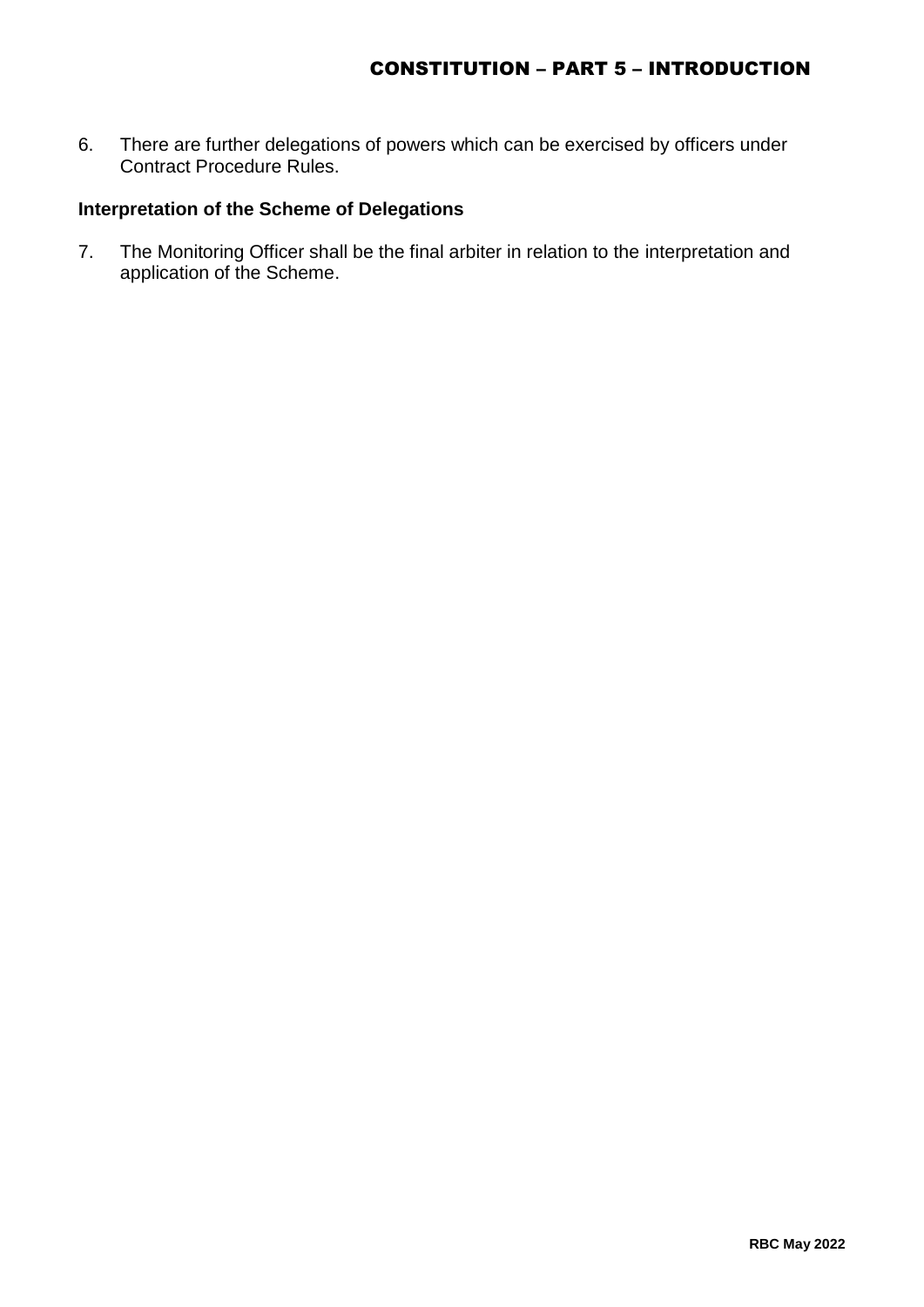6. There are further delegations of powers which can be exercised by officers under Contract Procedure Rules.

**Interpretation of the Scheme of Delegations**

7. The Monitoring Officer shall be the final arbiter in relation to the interpretation and application of the Scheme.